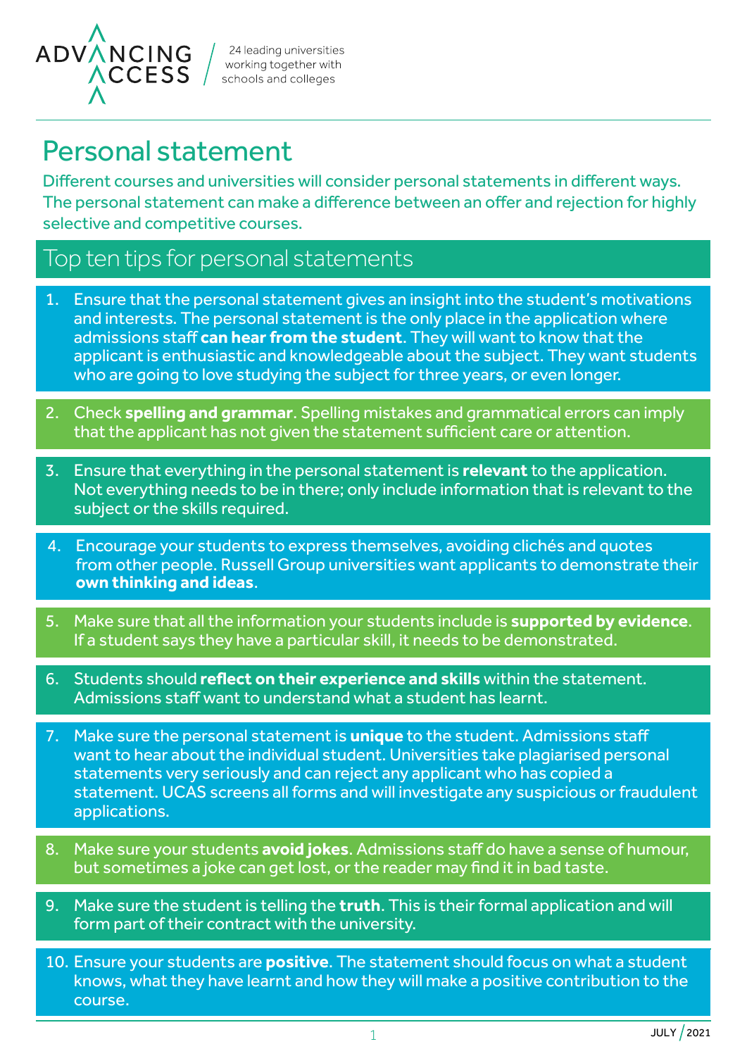ADVANCING ACCESS

24 leading universities working together with schools and colleges

# Personal statement

Different courses and universities will consider personal statements in different ways. The personal statement can make a difference between an offer and rejection for highly selective and competitive courses.

## Top ten tips for personal statements

1. Ensure that the personal statement gives an insight into the student's motivations and interests. The personal statement is the only place in the application where admissions staff **can hear from the student**. They will want to know that the applicant is enthusiastic and knowledgeable about the subject. They want students who are going to love studying the subject for three years, or even longer.
2. Check **spelling and grammar**. Spelling mistakes and grammatical errors can imply that the applicant has not given the statement sufficient care or attention.
3. Ensure that everything in the personal statement is **relevant** to the application. Not everything needs to be in there; only include information that is relevant to the subject or the skills required.
4. Encourage your students to express themselves, avoiding clichés and quotes from other people. Russell Group universities want applicants to demonstrate their **own thinking and ideas**.
5. Make sure that all the information your students include is **supported by evidence**. If a student says they have a particular skill, it needs to be demonstrated.
6. Students should **reflect on their experience and skills** within the statement. Admissions staff want to understand what a student has learnt.
7. Make sure the personal statement is **unique** to the student. Admissions staff want to hear about the individual student. Universities take plagiarised personal statements very seriously and can reject any applicant who has copied a statement. UCAS screens all forms and will investigate any suspicious or fraudulent applications.
8. Make sure your students **avoid jokes**. Admissions staff do have a sense of humour, but sometimes a joke can get lost, or the reader may find it in bad taste.
9. Make sure the student is telling the **truth**. This is their formal application and will form part of their contract with the university.
10. Ensure your students are **positive**. The statement should focus on what a student knows, what they have learnt and how they will make a positive contribution to the course.

JULY / 2021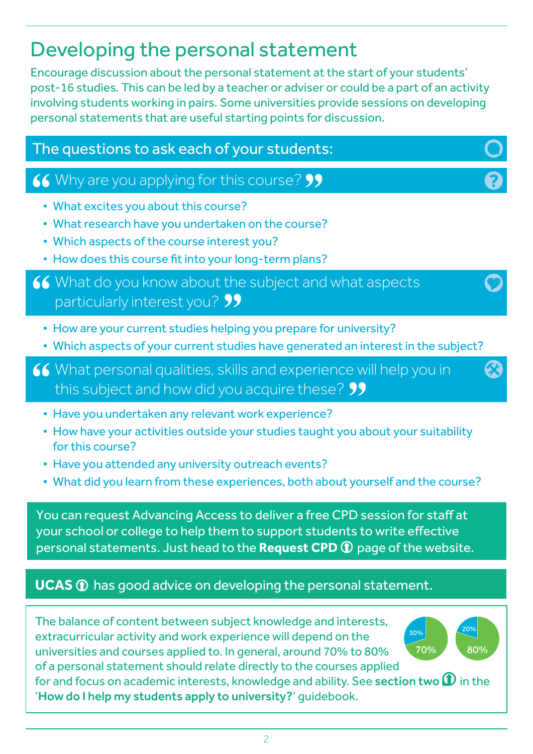# Developing the personal statement

Encourage discussion about the personal statement at the start of your students' post-16 studies. This can be led by a teacher or adviser or could be a part of an activity involving students working in pairs. Some universities provide sessions on developing personal statements that are useful starting points for discussion.

## The questions to ask each of your students:

### "Why are you applying for this course?"

- What excites you about this course?
- What research have you undertaken on the course?
- Which aspects of the course interest you?
- How does this course fit into your long-term plans?

### "What do you know about the subject and what aspects particularly interest you?"

- How are your current studies helping you prepare for university?
- Which aspects of your current studies have generated an interest in the subject?

### "What personal qualities, skills and experience will help you in this subject and how did you acquire these?"

- Have you undertaken any relevant work experience?
- How have your activities outside your studies taught you about your suitability for this course?
- Have you attended any university outreach events?
- What did you learn from these experiences, both about yourself and the course?

You can request Advancing Access to deliver a free CPD session for staff at your school or college to help them to support students to write effective personal statements. Just head to the **Request CPD** page of the website.

**UCAS** has good advice on developing the personal statement.

The balance of content between subject knowledge and interests, extracurricular activity and work experience will depend on the universities and courses applied to. In general, around 70% to 80% of a personal statement should relate directly to the courses applied for and focus on academic interests, knowledge and ability. See **section two** in the '**How do I help my students apply to university?**' guidebook.

30%
70%

20%
80%